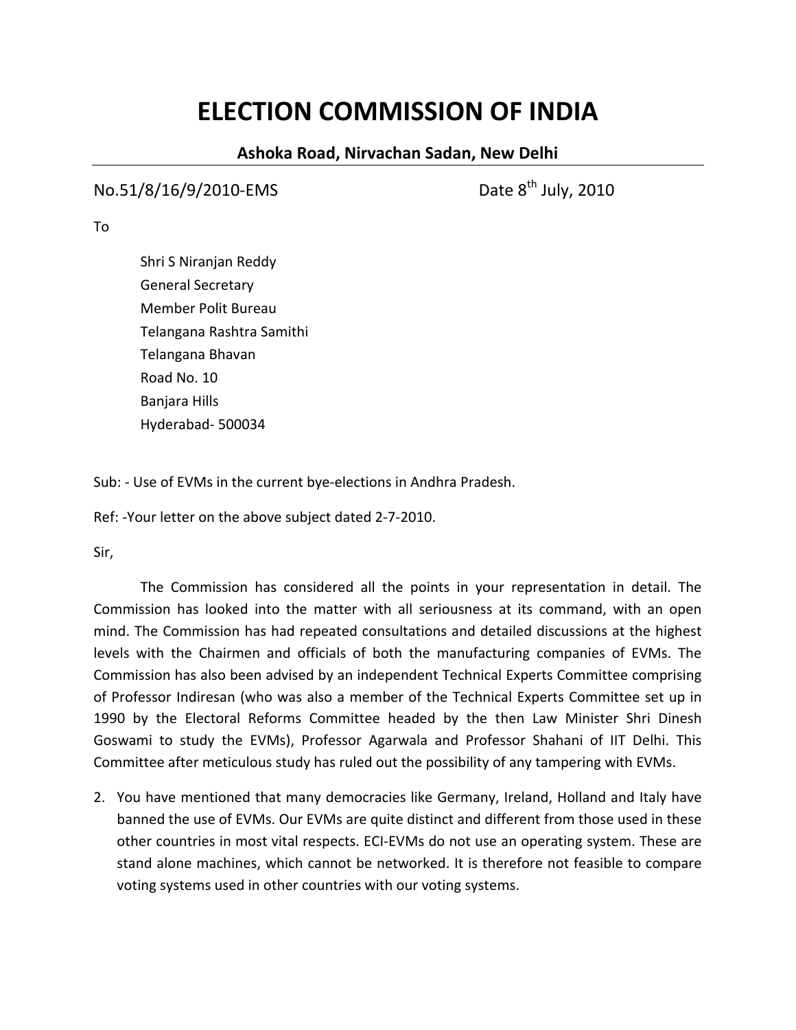# ELECTION COMMISSION OF INDIA

**Ashoka Road, Nirvachan Sadan, New Delhi**

No.51/8/16/9/2010-EMS Date 8th July, 2010

To

Shri S Niranjan Reddy
General Secretary
Member Polit Bureau
Telangana Rashtra Samithi
Telangana Bhavan
Road No. 10
Banjara Hills
Hyderabad- 500034

Sub: - Use of EVMs in the current bye-elections in Andhra Pradesh.

Ref: -Your letter on the above subject dated 2-7-2010.

Sir,

The Commission has considered all the points in your representation in detail. The Commission has looked into the matter with all seriousness at its command, with an open mind. The Commission has had repeated consultations and detailed discussions at the highest levels with the Chairmen and officials of both the manufacturing companies of EVMs. The Commission has also been advised by an independent Technical Experts Committee comprising of Professor Indiresan (who was also a member of the Technical Experts Committee set up in 1990 by the Electoral Reforms Committee headed by the then Law Minister Shri Dinesh Goswami to study the EVMs), Professor Agarwala and Professor Shahani of IIT Delhi. This Committee after meticulous study has ruled out the possibility of any tampering with EVMs.

2. You have mentioned that many democracies like Germany, Ireland, Holland and Italy have banned the use of EVMs. Our EVMs are quite distinct and different from those used in these other countries in most vital respects. ECI-EVMs do not use an operating system. These are stand alone machines, which cannot be networked. It is therefore not feasible to compare voting systems used in other countries with our voting systems.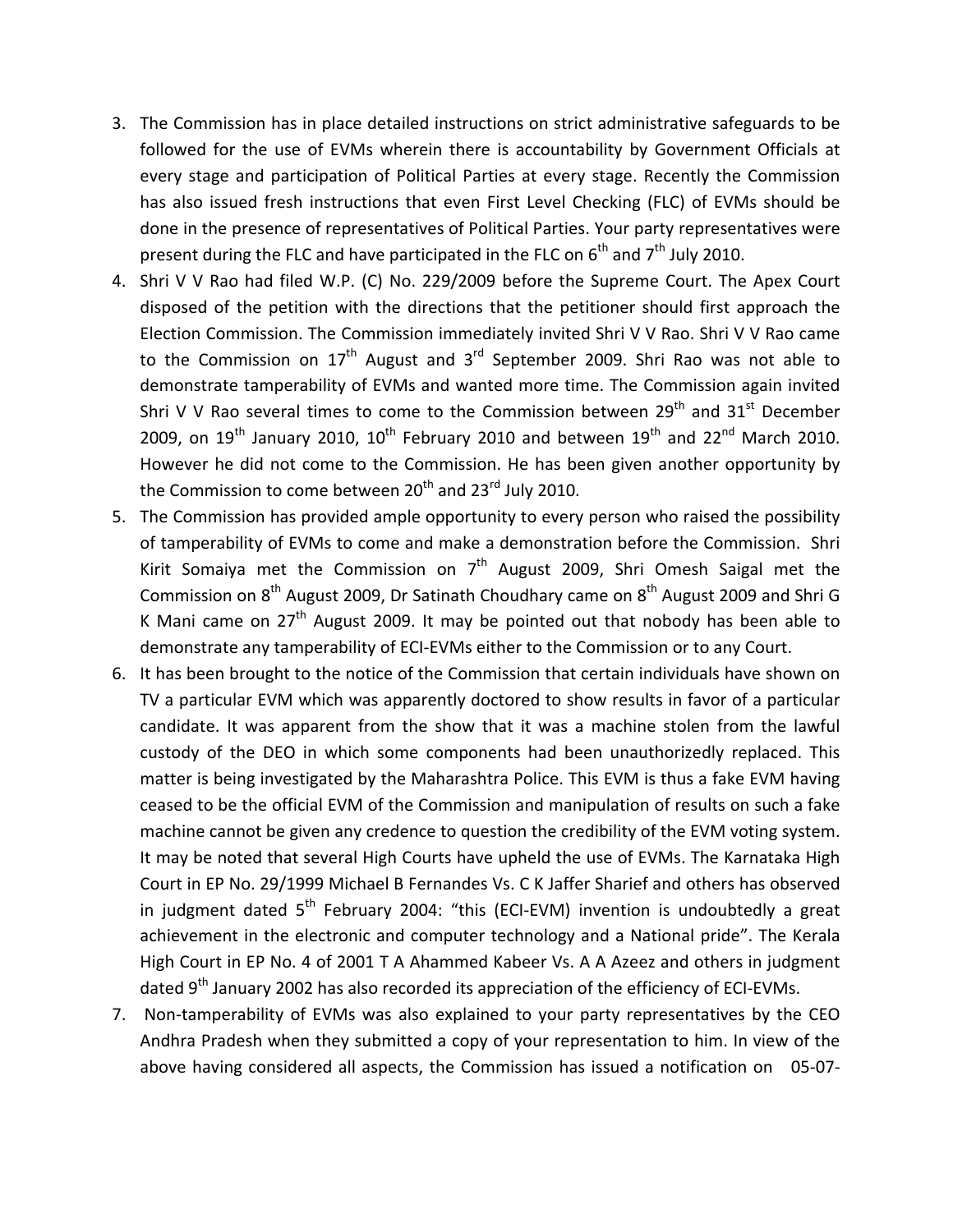3. The Commission has in place detailed instructions on strict administrative safeguards to be followed for the use of EVMs wherein there is accountability by Government Officials at every stage and participation of Political Parties at every stage. Recently the Commission has also issued fresh instructions that even First Level Checking (FLC) of EVMs should be done in the presence of representatives of Political Parties. Your party representatives were present during the FLC and have participated in the FLC on 6th and 7th July 2010.
4. Shri V V Rao had filed W.P. (C) No. 229/2009 before the Supreme Court. The Apex Court disposed of the petition with the directions that the petitioner should first approach the Election Commission. The Commission immediately invited Shri V V Rao. Shri V V Rao came to the Commission on 17th August and 3rd September 2009. Shri Rao was not able to demonstrate tamperability of EVMs and wanted more time. The Commission again invited Shri V V Rao several times to come to the Commission between 29th and 31st December 2009, on 19th January 2010, 10th February 2010 and between 19th and 22nd March 2010. However he did not come to the Commission. He has been given another opportunity by the Commission to come between 20th and 23rd July 2010.
5. The Commission has provided ample opportunity to every person who raised the possibility of tamperability of EVMs to come and make a demonstration before the Commission. Shri Kirit Somaiya met the Commission on 7th August 2009, Shri Omesh Saigal met the Commission on 8th August 2009, Dr Satinath Choudhary came on 8th August 2009 and Shri G K Mani came on 27th August 2009. It may be pointed out that nobody has been able to demonstrate any tamperability of ECI-EVMs either to the Commission or to any Court.
6. It has been brought to the notice of the Commission that certain individuals have shown on TV a particular EVM which was apparently doctored to show results in favor of a particular candidate. It was apparent from the show that it was a machine stolen from the lawful custody of the DEO in which some components had been unauthorizedly replaced. This matter is being investigated by the Maharashtra Police. This EVM is thus a fake EVM having ceased to be the official EVM of the Commission and manipulation of results on such a fake machine cannot be given any credence to question the credibility of the EVM voting system. It may be noted that several High Courts have upheld the use of EVMs. The Karnataka High Court in EP No. 29/1999 Michael B Fernandes Vs. C K Jaffer Sharief and others has observed in judgment dated 5th February 2004: "this (ECI-EVM) invention is undoubtedly a great achievement in the electronic and computer technology and a National pride". The Kerala High Court in EP No. 4 of 2001 T A Ahammed Kabeer Vs. A A Azeez and others in judgment dated 9th January 2002 has also recorded its appreciation of the efficiency of ECI-EVMs.
7. Non-tamperability of EVMs was also explained to your party representatives by the CEO Andhra Pradesh when they submitted a copy of your representation to him. In view of the above having considered all aspects, the Commission has issued a notification on 05-07-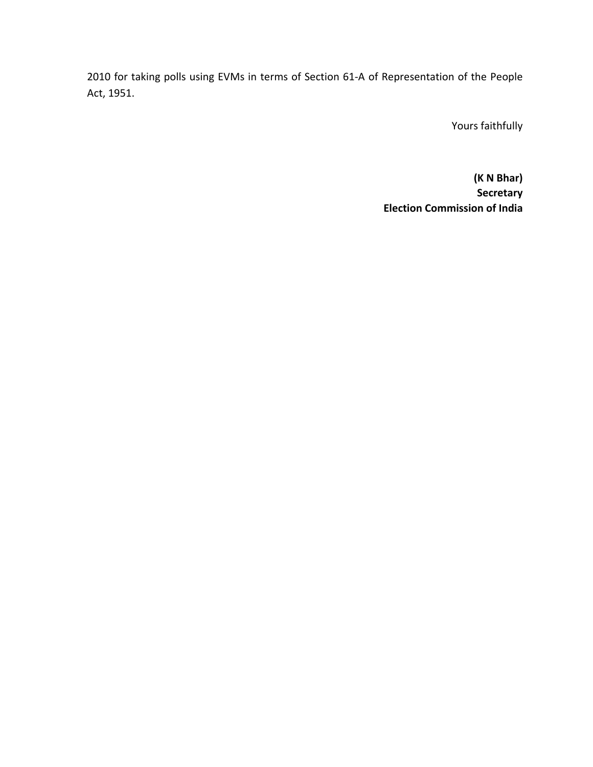2010 for taking polls using EVMs in terms of Section 61-A of Representation of the People Act, 1951.

Yours faithfully

**(K N Bhar)**
**Secretary**
**Election Commission of India**